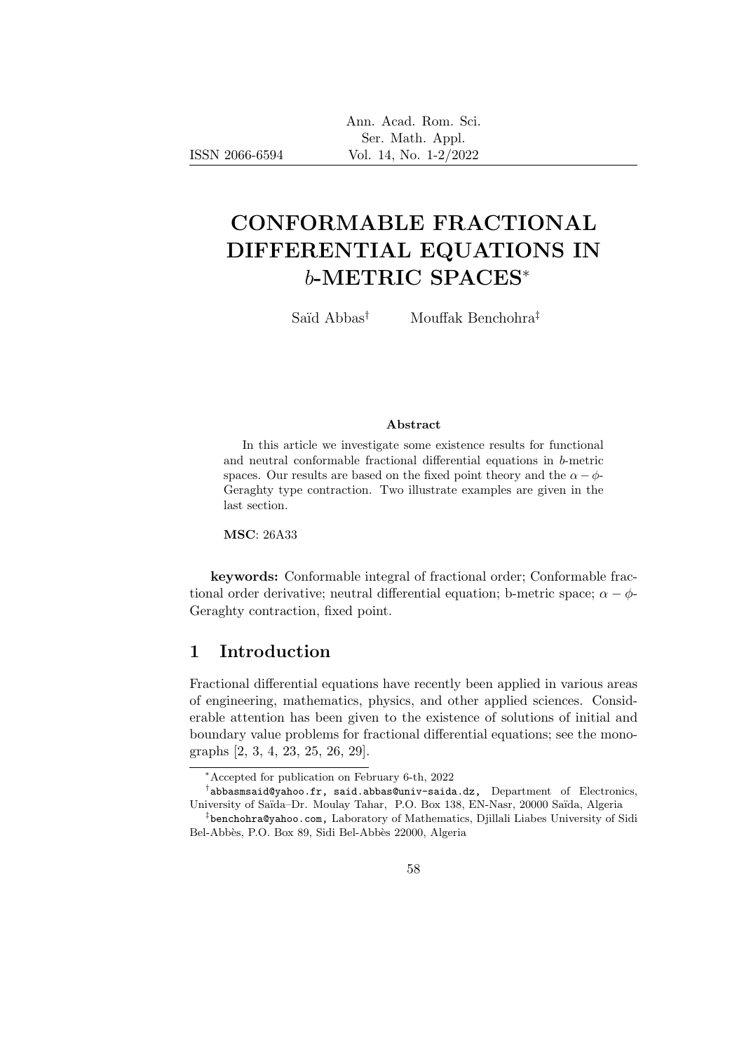# CONFORMABLE FRACTIONAL DIFFERENTIAL EQUATIONS IN $b$-METRIC SPACES[*]

Saïd Abbas[†] Mouffak Benchohra[‡]

### Abstract

In this article we investigate some existence results for functional and neutral conformable fractional differential equations in $b$-metric spaces. Our results are based on the fixed point theory and the $\alpha-\phi$-Geraghty type contraction. Two illustrate examples are given in the last section.

**MSC**: 26A33

**keywords:** Conformable integral of fractional order; Conformable fractional order derivative; neutral differential equation; b-metric space; $\alpha-\phi$-Geraghty contraction, fixed point.

## 1 Introduction

Fractional differential equations have recently been applied in various areas of engineering, mathematics, physics, and other applied sciences. Considerable attention has been given to the existence of solutions of initial and boundary value problems for fractional differential equations; see the monographs [2, 3, 4, 23, 25, 26, 29].

[*]Accepted for publication on February 6-th, 2022

[†]abbasmsaid@yahoo.fr, said.abbas@univ-saida.dz, Department of Electronics, University of Saïda–Dr. Moulay Tahar, P.O. Box 138, EN-Nasr, 20000 Saïda, Algeria

[‡]benchohra@yahoo.com, Laboratory of Mathematics, Djillali Liabes University of Sidi Bel-Abbès, P.O. Box 89, Sidi Bel-Abbès 22000, Algeria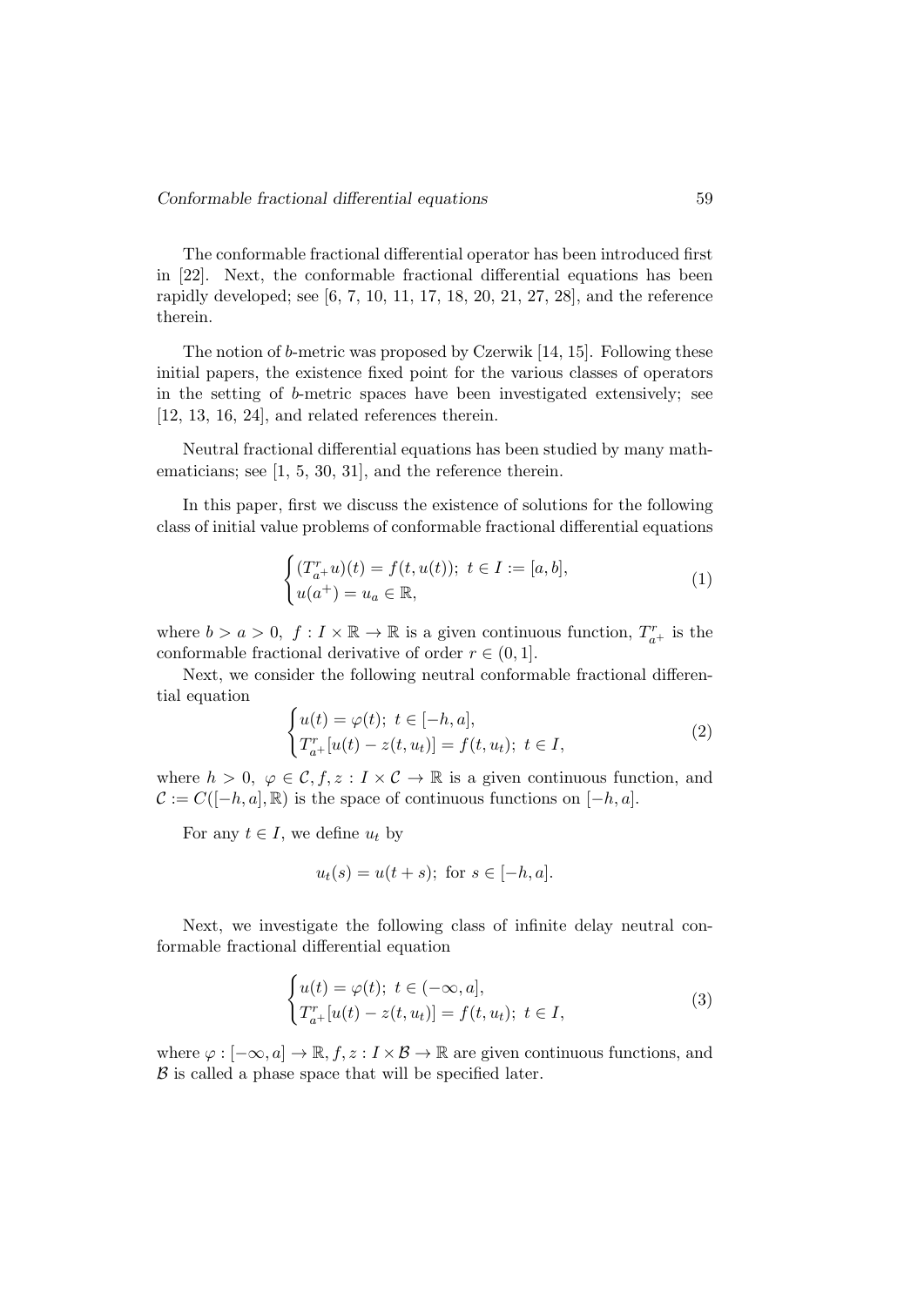The conformable fractional differential operator has been introduced first in [22]. Next, the conformable fractional differential equations has been rapidly developed; see [6, 7, 10, 11, 17, 18, 20, 21, 27, 28], and the reference therein.

The notion of $b$-metric was proposed by Czerwik [14, 15]. Following these initial papers, the existence fixed point for the various classes of operators in the setting of $b$-metric spaces have been investigated extensively; see [12, 13, 16, 24], and related references therein.

Neutral fractional differential equations has been studied by many mathematicians; see [1, 5, 30, 31], and the reference therein.

In this paper, first we discuss the existence of solutions for the following class of initial value problems of conformable fractional differential equations

$$
\begin{cases} (T^r_{a^+}u)(t) = f(t, u(t)); \ t \in I := [a, b], \\ u(a^+) = u_a \in \mathbb{R}, \end{cases} \tag{1}
$$

where $b > a > 0$, $f : I \times \mathbb{R} \to \mathbb{R}$ is a given continuous function, $T^r_{a^+}$ is the conformable fractional derivative of order $r \in (0, 1]$.

Next, we consider the following neutral conformable fractional differential equation

$$
\begin{cases} u(t) = \varphi(t); \ t \in [-h, a], \\ T^r_{a^+}[u(t) - z(t, u_t)] = f(t, u_t); \ t \in I, \end{cases} \tag{2}
$$

where $h > 0$, $\varphi \in \mathcal{C}, f, z : I \times \mathcal{C} \to \mathbb{R}$ is a given continuous function, and $\mathcal{C} := C([-h, a], \mathbb{R})$ is the space of continuous functions on $[-h, a]$.

For any $t \in I$, we define $u_t$ by

$$
u_t(s) = u(t + s); \ \text{for } s \in [-h, a].
$$

Next, we investigate the following class of infinite delay neutral conformable fractional differential equation

$$
\begin{cases} u(t) = \varphi(t); \ t \in (-\infty, a], \\ T^r_{a^+}[u(t) - z(t, u_t)] = f(t, u_t); \ t \in I, \end{cases} \tag{3}
$$

where $\varphi : [-\infty, a] \to \mathbb{R}$, $f, z : I \times \mathcal{B} \to \mathbb{R}$ are given continuous functions, and $\mathcal{B}$ is called a phase space that will be specified later.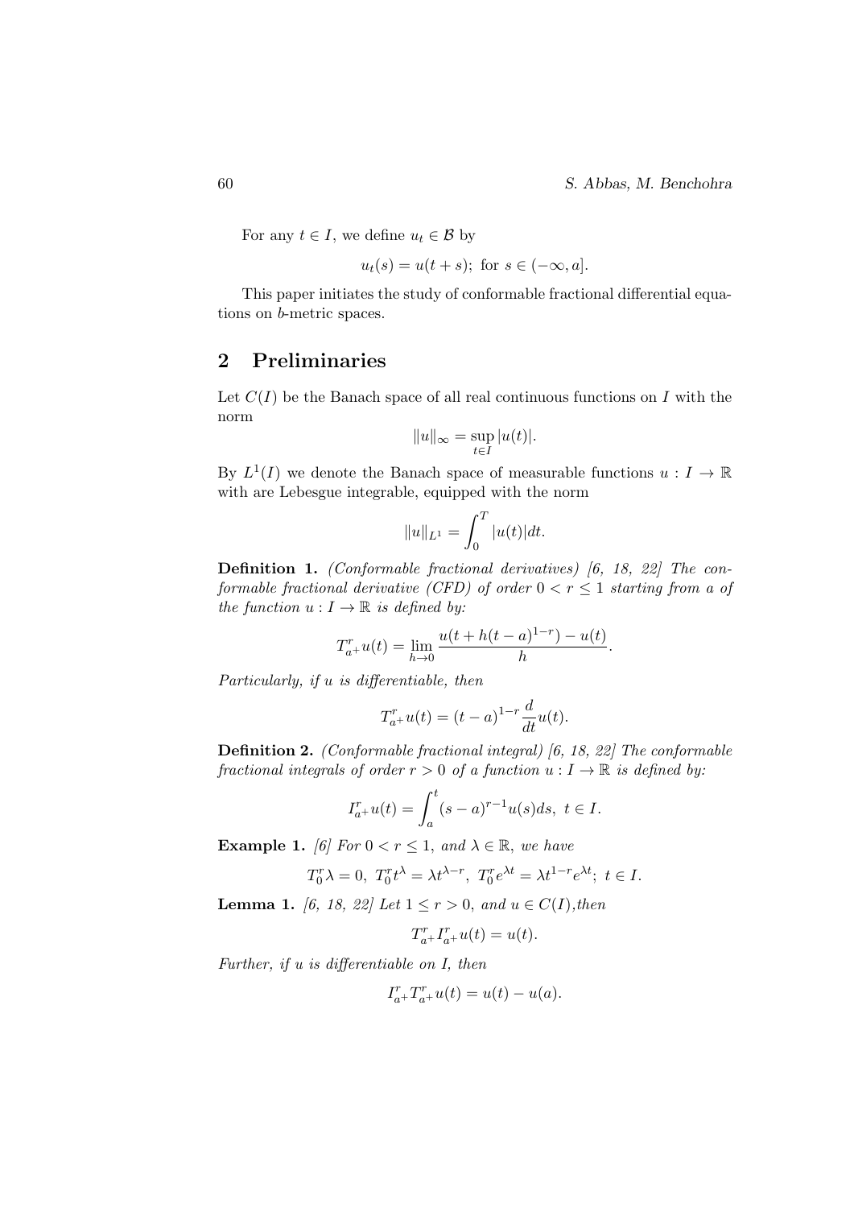For any $t \in I$, we define $u_t \in \mathcal{B}$ by

$$u_t(s) = u(t+s); \text{ for } s \in (-\infty, a].$$

This paper initiates the study of conformable fractional differential equations on $b$-metric spaces.

## 2 Preliminaries

Let $C(I)$ be the Banach space of all real continuous functions on $I$ with the norm

$$\|u\|_\infty = \sup_{t \in I} |u(t)|.$$

By $L^1(I)$ we denote the Banach space of measurable functions $u : I \to \mathbb{R}$ with are Lebesgue integrable, equipped with the norm

$$\|u\|_{L^1} = \int_0^T |u(t)| dt.$$

**Definition 1.** *(Conformable fractional derivatives) [6, 18, 22] The conformable fractional derivative (CFD) of order $0 < r \leq 1$ starting from $a$ of the function $u : I \to \mathbb{R}$ is defined by:*

$$T^r_{a^+} u(t) = \lim_{h \to 0} \frac{u(t + h(t-a)^{1-r}) - u(t)}{h}.$$

*Particularly, if $u$ is differentiable, then*

$$T^r_{a^+} u(t) = (t-a)^{1-r} \frac{d}{dt} u(t).$$

**Definition 2.** *(Conformable fractional integral) [6, 18, 22] The conformable fractional integrals of order $r > 0$ of a function $u : I \to \mathbb{R}$ is defined by:*

$$I^r_{a^+} u(t) = \int_a^t (s-a)^{r-1} u(s) ds, \ t \in I.$$

**Example 1.** *[6] For $0 < r \leq 1$, and $\lambda \in \mathbb{R}$, we have*

$$T^r_0 \lambda = 0, \ T^r_0 t^\lambda = \lambda t^{\lambda - r}, \ T^r_0 e^{\lambda t} = \lambda t^{1-r} e^{\lambda t}; \ t \in I.$$

**Lemma 1.** *[6, 18, 22] Let $1 \leq r > 0$, and $u \in C(I)$,then*

$$T^r_{a^+} I^r_{a^+} u(t) = u(t).$$

*Further, if $u$ is differentiable on I, then*

$$I^r_{a^+} T^r_{a^+} u(t) = u(t) - u(a).$$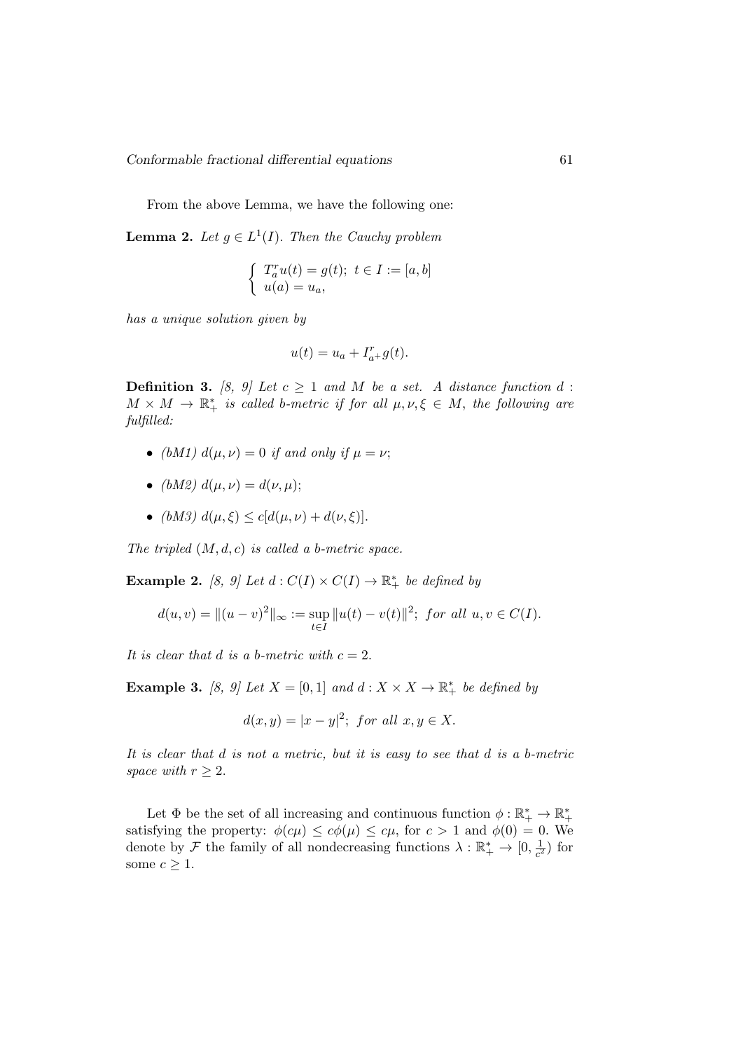From the above Lemma, we have the following one:

**Lemma 2.** *Let $g \in L^1(I)$. Then the Cauchy problem*

$$\begin{cases} T_a^r u(t) = g(t); \ t \in I := [a, b] \\ u(a) = u_a, \end{cases}$$

*has a unique solution given by*

$$u(t) = u_a + I_{a^+}^r g(t).$$

**Definition 3.** *[8, 9] Let $c \geq 1$ and $M$ be a set. A distance function $d : M \times M \to \mathbb{R}_+^*$ is called b-metric if for all $\mu, \nu, \xi \in M$, the following are fulfilled:*

- *(bM1) $d(\mu, \nu) = 0$ if and only if $\mu = \nu$;*
- *(bM2) $d(\mu, \nu) = d(\nu, \mu)$;*
- *(bM3) $d(\mu, \xi) \leq c[d(\mu, \nu) + d(\nu, \xi)]$.*

*The tripled $(M, d, c)$ is called a b-metric space.*

**Example 2.** *[8, 9] Let $d : C(I) \times C(I) \to \mathbb{R}_+^*$ be defined by*

$$d(u, v) = \|(u - v)^2\|_\infty := \sup_{t \in I} \|u(t) - v(t)\|^2; \ for \ all \ u, v \in C(I).$$

*It is clear that $d$ is a b-metric with $c = 2$.*

**Example 3.** *[8, 9] Let $X = [0, 1]$ and $d : X \times X \to \mathbb{R}_+^*$ be defined by*

$$d(x, y) = |x - y|^2; \ for \ all \ x, y \in X.$$

*It is clear that $d$ is not a metric, but it is easy to see that $d$ is a b-metric space with $r \geq 2$.*

Let $\Phi$ be the set of all increasing and continuous function $\phi : \mathbb{R}_+^* \to \mathbb{R}_+^*$ satisfying the property: $\phi(c\mu) \leq c\phi(\mu) \leq c\mu$, for $c > 1$ and $\phi(0) = 0$. We denote by $\mathcal{F}$ the family of all nondecreasing functions $\lambda : \mathbb{R}_+^* \to [0, \frac{1}{c^2})$ for some $c \geq 1$.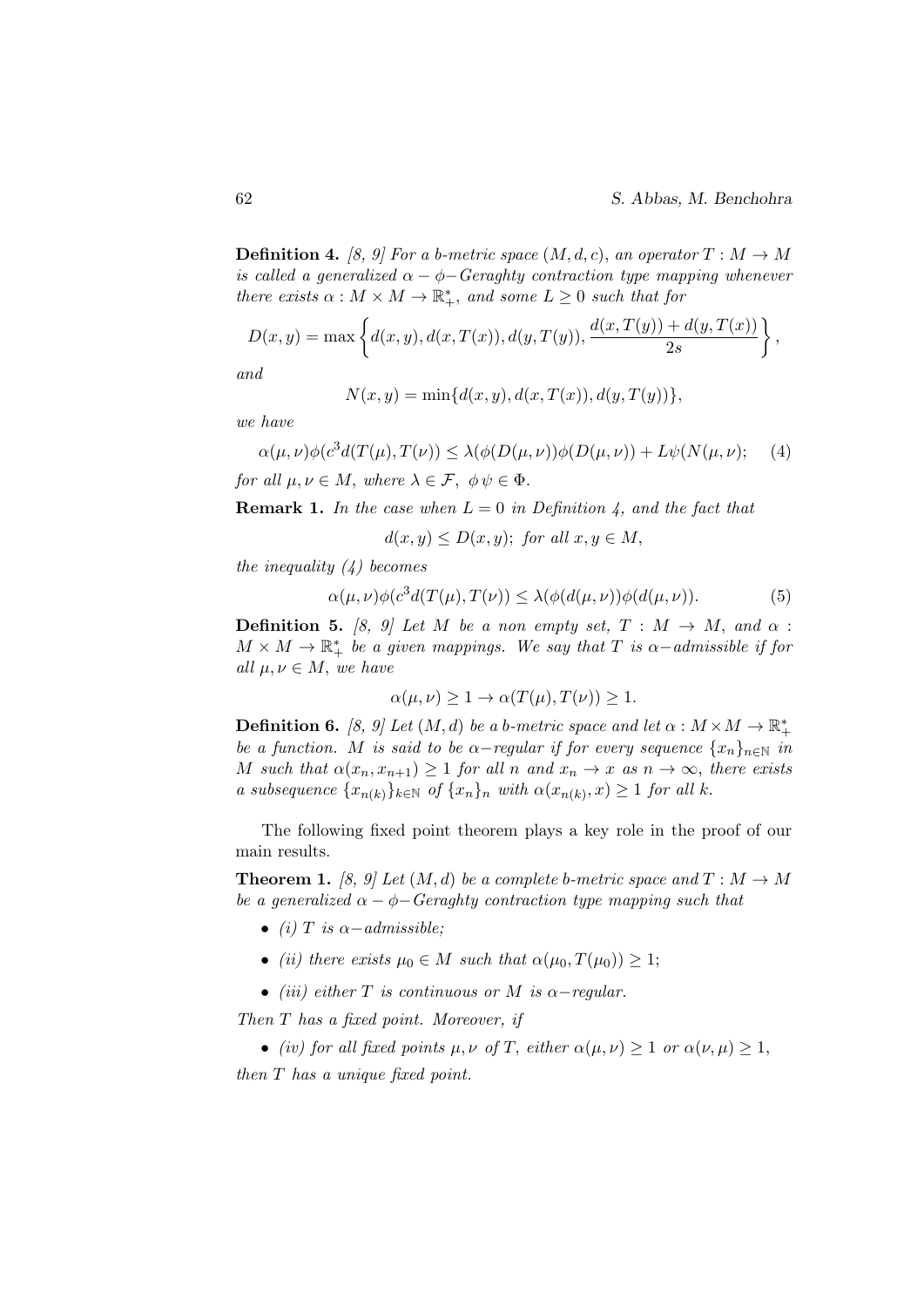**Definition 4.** *[8, 9] For a b-metric space $(M, d, c)$, an operator $T : M \to M$ is called a generalized $\alpha - \phi-$Geraghty contraction type mapping whenever there exists $\alpha : M \times M \to \mathbb{R}_+^*$, and some $L \geq 0$ such that for*

$$D(x, y) = \max\left\{d(x, y), d(x, T(x)), d(y, T(y)), \frac{d(x, T(y)) + d(y, T(x))}{2s}\right\},$$

*and*

$$N(x, y) = \min\{d(x, y), d(x, T(x)), d(y, T(y))\},$$

*we have*

$$\alpha(\mu, \nu)\phi(c^3 d(T(\mu), T(\nu)) \leq \lambda(\phi(D(\mu, \nu))\phi(D(\mu, \nu)) + L\psi(N(\mu, \nu); \quad (4)$$

*for all $\mu, \nu \in M$, where $\lambda \in \mathcal{F}$, $\phi\, \psi \in \Phi$.*

**Remark 1.** *In the case when $L = 0$ in Definition 4, and the fact that*

$$d(x, y) \leq D(x, y);\ \textit{for all } x, y \in M,$$

*the inequality (4) becomes*

$$\alpha(\mu, \nu)\phi(c^3 d(T(\mu), T(\nu)) \leq \lambda(\phi(d(\mu, \nu))\phi(d(\mu, \nu)). \quad (5)$$

**Definition 5.** *[8, 9] Let $M$ be a non empty set, $T : M \to M$, and $\alpha : M \times M \to \mathbb{R}_+^*$ be a given mappings. We say that $T$ is $\alpha-$admissible if for all $\mu, \nu \in M$, we have*

$$\alpha(\mu, \nu) \geq 1 \to \alpha(T(\mu), T(\nu)) \geq 1.$$

**Definition 6.** *[8, 9] Let $(M, d)$ be a b-metric space and let $\alpha : M \times M \to \mathbb{R}_+^*$ be a function. $M$ is said to be $\alpha-$regular if for every sequence $\{x_n\}_{n\in\mathbb{N}}$ in $M$ such that $\alpha(x_n, x_{n+1}) \geq 1$ for all $n$ and $x_n \to x$ as $n \to \infty$, there exists a subsequence $\{x_{n(k)}\}_{k\in\mathbb{N}}$ of $\{x_n\}_n$ with $\alpha(x_{n(k)}, x) \geq 1$ for all $k$.*

The following fixed point theorem plays a key role in the proof of our main results.

**Theorem 1.** *[8, 9] Let $(M, d)$ be a complete b-metric space and $T : M \to M$ be a generalized $\alpha - \phi-$Geraghty contraction type mapping such that*

- *(i) $T$ is $\alpha-$admissible;*
- *(ii) there exists $\mu_0 \in M$ such that $\alpha(\mu_0, T(\mu_0)) \geq 1$;*
- *(iii) either $T$ is continuous or $M$ is $\alpha-$regular.*

*Then $T$ has a fixed point. Moreover, if*

- *(iv) for all fixed points $\mu, \nu$ of $T$, either $\alpha(\mu, \nu) \geq 1$ or $\alpha(\nu, \mu) \geq 1$,*

*then $T$ has a unique fixed point.*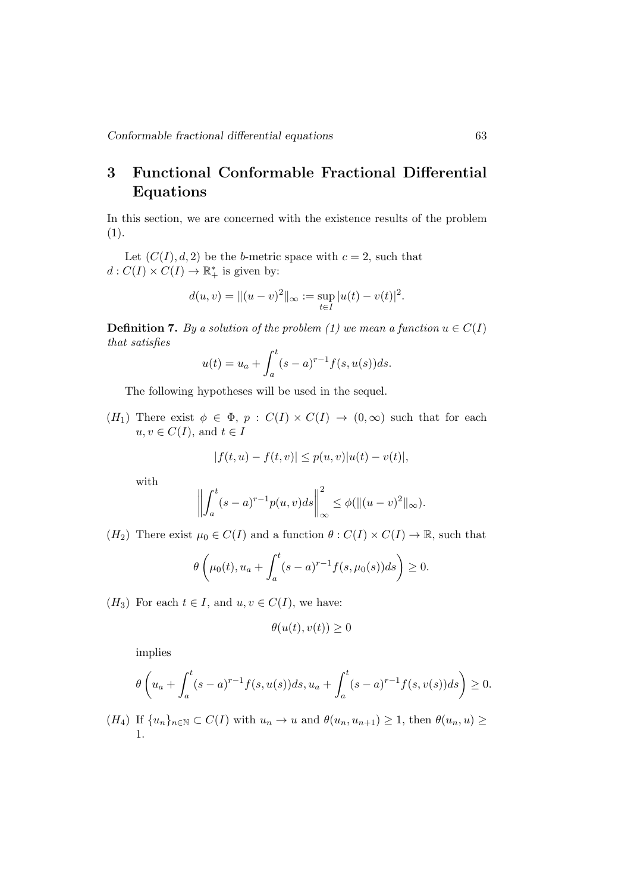## 3 Functional Conformable Fractional Differential Equations

In this section, we are concerned with the existence results of the problem (1).

Let $(C(I), d, 2)$ be the $b$-metric space with $c = 2$, such that $d : C(I) \times C(I) \to \mathbb{R}_+^*$ is given by:

$$d(u, v) = \|(u - v)^2\|_\infty := \sup_{t \in I} |u(t) - v(t)|^2.$$

**Definition 7.** *By a solution of the problem (1) we mean a function $u \in C(I)$ that satisfies*

$$u(t) = u_a + \int_a^t (s - a)^{r-1} f(s, u(s)) ds.$$

The following hypotheses will be used in the sequel.

$(H_1)$ There exist $\phi \in \Phi$, $p : C(I) \times C(I) \to (0, \infty)$ such that for each $u, v \in C(I)$, and $t \in I$

$$|f(t, u) - f(t, v)| \leq p(u, v)|u(t) - v(t)|,$$

with

$$\left\| \int_a^t (s - a)^{r-1} p(u, v) ds \right\|_\infty^2 \leq \phi(\|(u - v)^2\|_\infty).$$

$(H_2)$ There exist $\mu_0 \in C(I)$ and a function $\theta : C(I) \times C(I) \to \mathbb{R}$, such that

$$\theta\left(\mu_0(t), u_a + \int_a^t (s - a)^{r-1} f(s, \mu_0(s)) ds\right) \geq 0.$$

$(H_3)$ For each $t \in I$, and $u, v \in C(I)$, we have:

$$\theta(u(t), v(t)) \geq 0$$

implies

$$\theta\left(u_a + \int_a^t (s - a)^{r-1} f(s, u(s)) ds, u_a + \int_a^t (s - a)^{r-1} f(s, v(s)) ds\right) \geq 0.$$

$(H_4)$ If $\{u_n\}_{n \in \mathbb{N}} \subset C(I)$ with $u_n \to u$ and $\theta(u_n, u_{n+1}) \geq 1$, then $\theta(u_n, u) \geq 1$.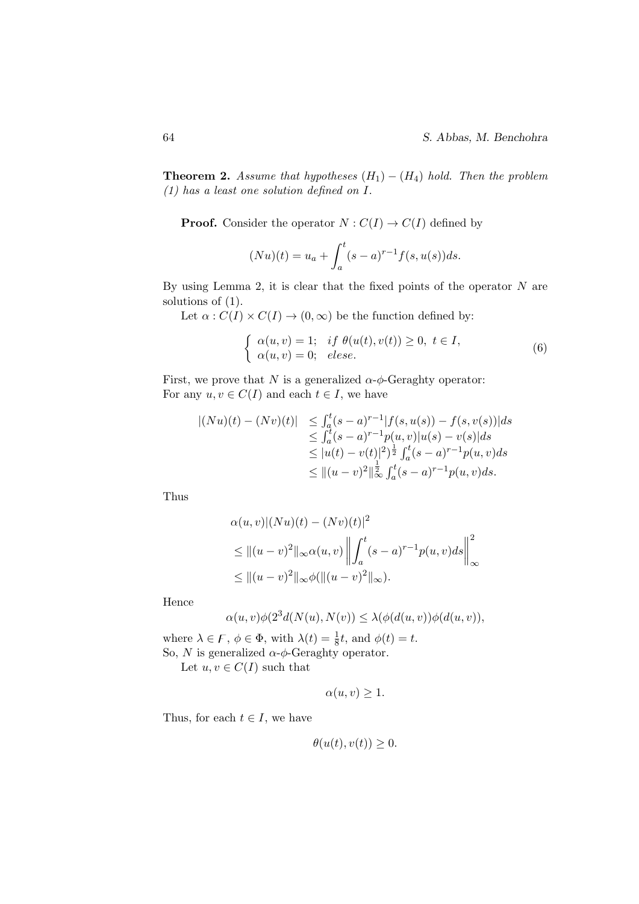**Theorem 2.** *Assume that hypotheses $(H_1) - (H_4)$ hold. Then the problem (1) has a least one solution defined on $I$.*

**Proof.** Consider the operator $N : C(I) \to C(I)$ defined by

$$(Nu)(t) = u_a + \int_a^t (s-a)^{r-1} f(s, u(s))ds.$$

By using Lemma 2, it is clear that the fixed points of the operator $N$ are solutions of (1).

Let $\alpha : C(I) \times C(I) \to (0, \infty)$ be the function defined by:

$$\begin{cases} \alpha(u,v) = 1; & if\ \theta(u(t), v(t)) \geq 0,\ t \in I, \\ \alpha(u,v) = 0; & elese. \end{cases} \tag{6}$$

First, we prove that $N$ is a generalized $\alpha$-$\phi$-Geraghty operator:
For any $u, v \in C(I)$ and each $t \in I$, we have

$$\begin{aligned} |(Nu)(t) - (Nv)(t)| &\leq \int_a^t (s-a)^{r-1} |f(s,u(s)) - f(s,v(s))|ds \\ &\leq \int_a^t (s-a)^{r-1} p(u,v)|u(s) - v(s)|ds \\ &\leq |u(t) - v(t)|^2)^{\frac{1}{2}} \int_a^t (s-a)^{r-1} p(u,v)ds \\ &\leq \|(u-v)^2\|_\infty^{\frac{1}{2}} \int_a^t (s-a)^{r-1} p(u,v)ds. \end{aligned}$$

Thus

$$\begin{aligned} &\alpha(u,v)|(Nu)(t) - (Nv)(t)|^2 \\ &\leq \|(u-v)^2\|_\infty \alpha(u,v) \left\| \int_a^t (s-a)^{r-1} p(u,v)ds \right\|_\infty^2 \\ &\leq \|(u-v)^2\|_\infty \phi(\|(u-v)^2\|_\infty). \end{aligned}$$

Hence

$$\alpha(u,v)\phi(2^3 d(N(u), N(v)) \leq \lambda(\phi(d(u,v))\phi(d(u,v)),$$

where $\lambda \in F$, $\phi \in \Phi$, with $\lambda(t) = \frac{1}{8}t$, and $\phi(t) = t$.
So, $N$ is generalized $\alpha$-$\phi$-Geraghty operator.

Let $u, v \in C(I)$ such that

$$\alpha(u,v) \geq 1.$$

Thus, for each $t \in I$, we have

$$\theta(u(t), v(t)) \geq 0.$$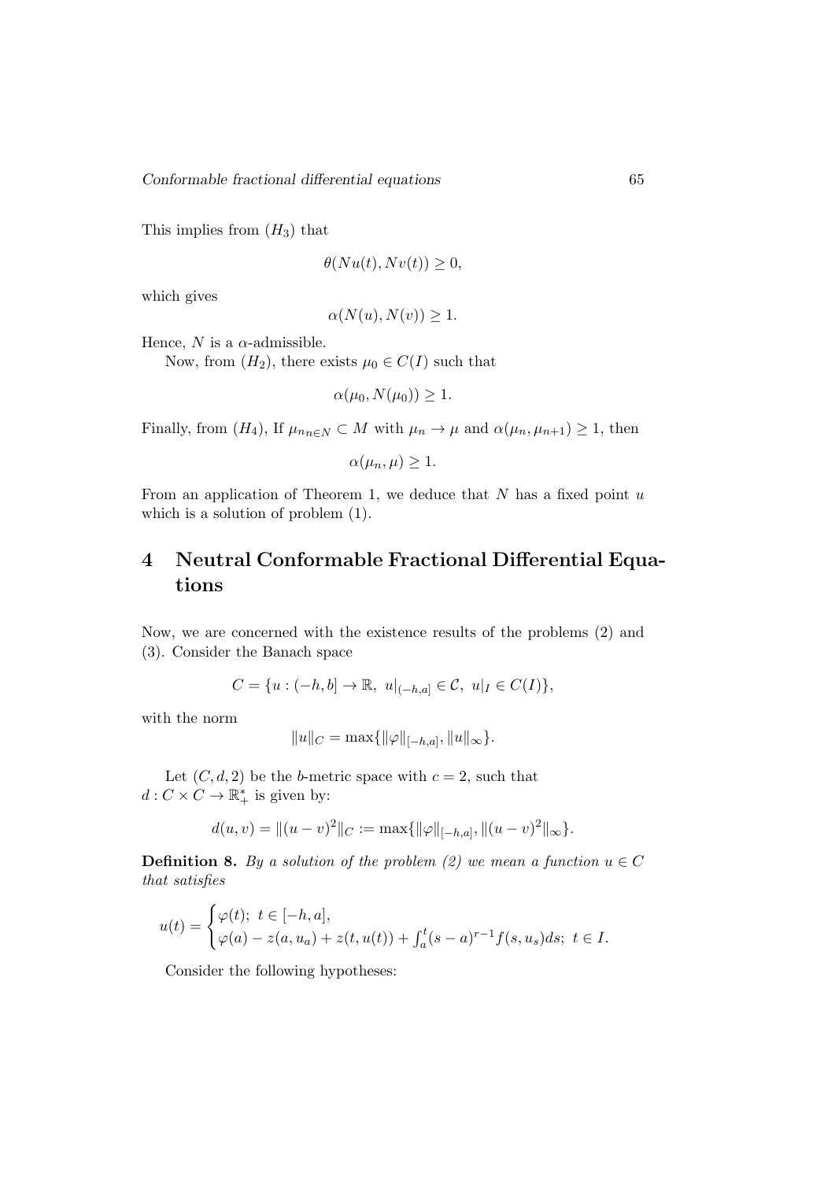This implies from $(H_3)$ that

$$\theta(Nu(t), Nv(t)) \geq 0,$$

which gives

$$\alpha(N(u), N(v)) \geq 1.$$

Hence, $N$ is a $\alpha$-admissible.

Now, from $(H_2)$, there exists $\mu_0 \in C(I)$ such that

$$\alpha(\mu_0, N(\mu_0)) \geq 1.$$

Finally, from $(H_4)$, If $\mu_{n_{n \in N}} \subset M$ with $\mu_n \to \mu$ and $\alpha(\mu_n, \mu_{n+1}) \geq 1$, then

$$\alpha(\mu_n, \mu) \geq 1.$$

From an application of Theorem 1, we deduce that $N$ has a fixed point $u$ which is a solution of problem (1).

## 4 Neutral Conformable Fractional Differential Equations

Now, we are concerned with the existence results of the problems (2) and (3). Consider the Banach space

$$C = \{u : (-h, b] \to \mathbb{R},\ u|_{(-h,a]} \in \mathcal{C},\ u|_I \in C(I)\},$$

with the norm

$$\|u\|_C = \max\{\|\varphi\|_{[-h,a]}, \|u\|_\infty\}.$$

Let $(C, d, 2)$ be the $b$-metric space with $c = 2$, such that $d : C \times C \to \mathbb{R}_+^*$ is given by:

$$d(u, v) = \|(u - v)^2\|_C := \max\{\|\varphi\|_{[-h,a]}, \|(u - v)^2\|_\infty\}.$$

**Definition 8.** *By a solution of the problem (2) we mean a function $u \in C$ that satisfies*

$$u(t) = \begin{cases} \varphi(t);\ t \in [-h, a], \\ \varphi(a) - z(a, u_a) + z(t, u(t)) + \int_a^t (s - a)^{r-1} f(s, u_s) ds;\ t \in I. \end{cases}$$

Consider the following hypotheses: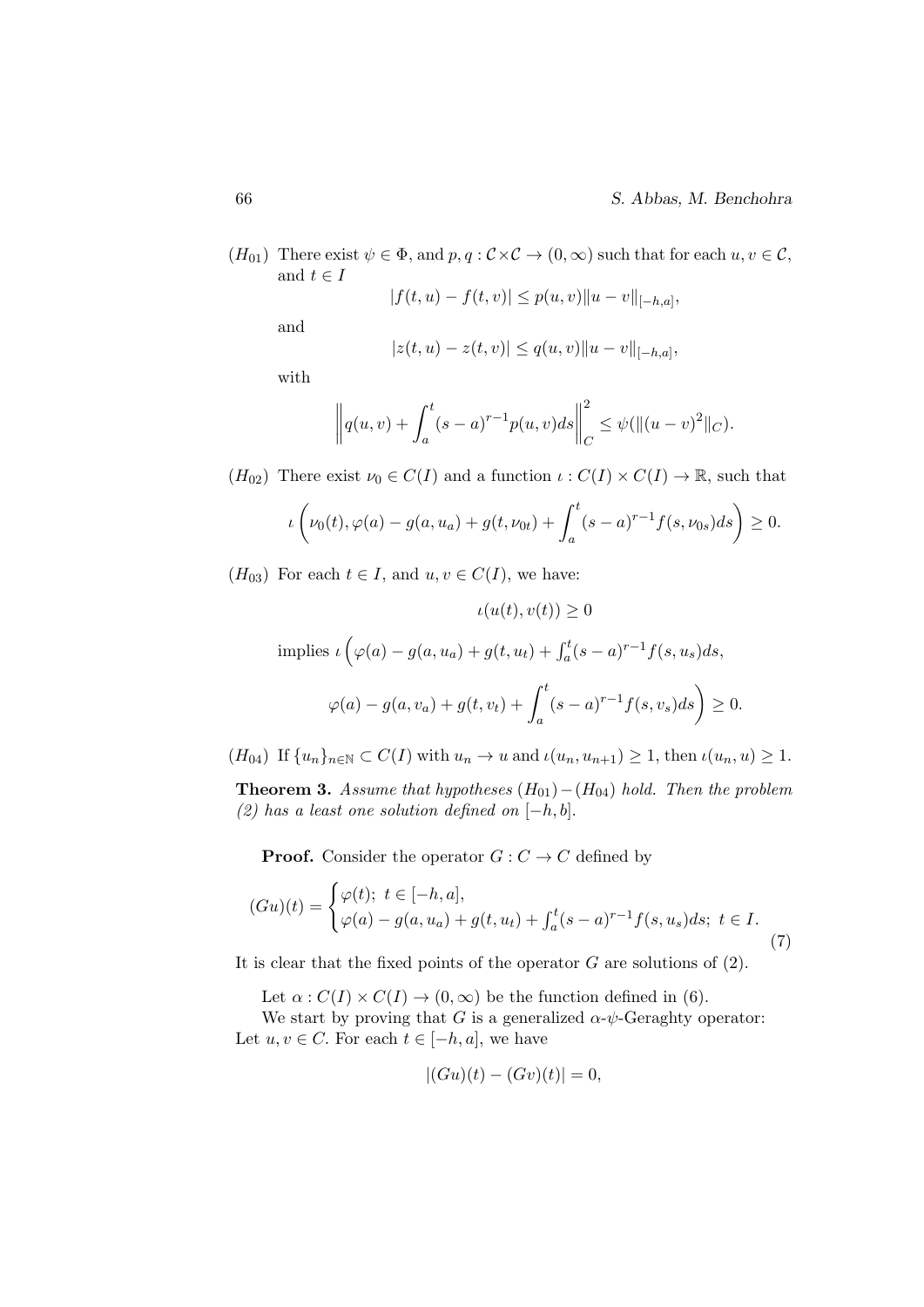$(H_{01})$ There exist $\psi \in \Phi$, and $p, q : \mathcal{C} \times \mathcal{C} \to (0, \infty)$ such that for each $u, v \in \mathcal{C}$, and $t \in I$

$$|f(t,u) - f(t,v)| \le p(u,v)\|u - v\|_{[-h,a]},$$

and

$$|z(t,u) - z(t,v)| \le q(u,v)\|u - v\|_{[-h,a]},$$

with

$$\left\| q(u,v) + \int_a^t (s-a)^{r-1} p(u,v) ds \right\|_C^2 \le \psi(\|(u-v)^2\|_C).$$

$(H_{02})$ There exist $\nu_0 \in C(I)$ and a function $\iota : C(I) \times C(I) \to \mathbb{R}$, such that

$$\iota\left(\nu_0(t), \varphi(a) - g(a, u_a) + g(t, \nu_{0t}) + \int_a^t (s-a)^{r-1} f(s, \nu_{0s}) ds\right) \ge 0.$$

$(H_{03})$ For each $t \in I$, and $u, v \in C(I)$, we have:

$$\iota(u(t), v(t)) \ge 0$$

implies $\iota\Big(\varphi(a) - g(a, u_a) + g(t, u_t) + \int_a^t (s-a)^{r-1} f(s, u_s) ds,$

$$\varphi(a) - g(a, v_a) + g(t, v_t) + \int_a^t (s-a)^{r-1} f(s, v_s) ds\Big) \ge 0.$$

$(H_{04})$ If $\{u_n\}_{n \in \mathbb{N}} \subset C(I)$ with $u_n \to u$ and $\iota(u_n, u_{n+1}) \ge 1$, then $\iota(u_n, u) \ge 1$.

**Theorem 3.** *Assume that hypotheses $(H_{01}) - (H_{04})$ hold. Then the problem (2) has a least one solution defined on $[-h, b]$.*

**Proof.** Consider the operator $G : C \to C$ defined by

$$(Gu)(t) = \begin{cases} \varphi(t); \ t \in [-h, a], \\ \varphi(a) - g(a, u_a) + g(t, u_t) + \int_a^t (s-a)^{r-1} f(s, u_s) ds; \ t \in I. \end{cases} \tag{7}$$

It is clear that the fixed points of the operator $G$ are solutions of (2).

Let $\alpha : C(I) \times C(I) \to (0, \infty)$ be the function defined in (6).

We start by proving that $G$ is a generalized $\alpha$-$\psi$-Geraghty operator: Let $u, v \in C$. For each $t \in [-h, a]$, we have

$$|(Gu)(t) - (Gv)(t)| = 0,$$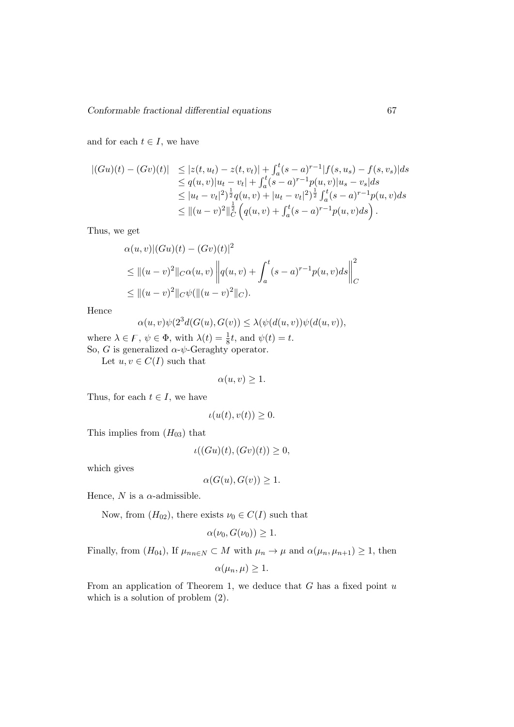and for each $t \in I$, we have

$$
\begin{aligned}
|(Gu)(t) - (Gv)(t)| &\leq |z(t,u_t) - z(t,v_t)| + \int_a^t (s-a)^{r-1} |f(s,u_s) - f(s,v_s)| ds \\
&\leq q(u,v)|u_t - v_t| + \int_a^t (s-a)^{r-1} p(u,v)|u_s - v_s| ds \\
&\leq |u_t - v_t|^2)^{\frac{1}{2}} q(u,v) + |u_t - v_t|^2)^{\frac{1}{2}} \int_a^t (s-a)^{r-1} p(u,v) ds \\
&\leq \|(u-v)^2\|_C^{\frac{1}{2}} \left( q(u,v) + \int_a^t (s-a)^{r-1} p(u,v) ds \right).
\end{aligned}
$$

Thus, we get

$$
\begin{aligned}
&\alpha(u,v)|(Gu)(t) - (Gv)(t)|^2 \\
&\leq \|(u-v)^2\|_C \alpha(u,v) \left\| q(u,v) + \int_a^t (s-a)^{r-1} p(u,v) ds \right\|_C^2 \\
&\leq \|(u-v)^2\|_C \psi(\|(u-v)^2\|_C).
\end{aligned}
$$

Hence

$$
\alpha(u,v)\psi(2^3 d(G(u), G(v)) \leq \lambda(\psi(d(u,v))\psi(d(u,v)),
$$

where $\lambda \in \digamma$, $\psi \in \Phi$, with $\lambda(t) = \frac{1}{8}t$, and $\psi(t) = t$.
So, $G$ is generalized $\alpha$-$\psi$-Geraghty operator.

Let $u, v \in C(I)$ such that

$$
\alpha(u,v) \geq 1.
$$

Thus, for each $t \in I$, we have

$$
\iota(u(t), v(t)) \geq 0.
$$

This implies from $(H_{03})$ that

$$
\iota((Gu)(t), (Gv)(t)) \geq 0,
$$

which gives

$$
\alpha(G(u), G(v)) \geq 1.
$$

Hence, $N$ is a $\alpha$-admissible.

Now, from $(H_{02})$, there exists $\nu_0 \in C(I)$ such that

$$
\alpha(\nu_0, G(\nu_0)) \geq 1.
$$

Finally, from $(H_{04})$, If $\mu_{nn \in N} \subset M$ with $\mu_n \to \mu$ and $\alpha(\mu_n, \mu_{n+1}) \geq 1$, then

$$
\alpha(\mu_n, \mu) \geq 1.
$$

From an application of Theorem 1, we deduce that $G$ has a fixed point $u$ which is a solution of problem (2).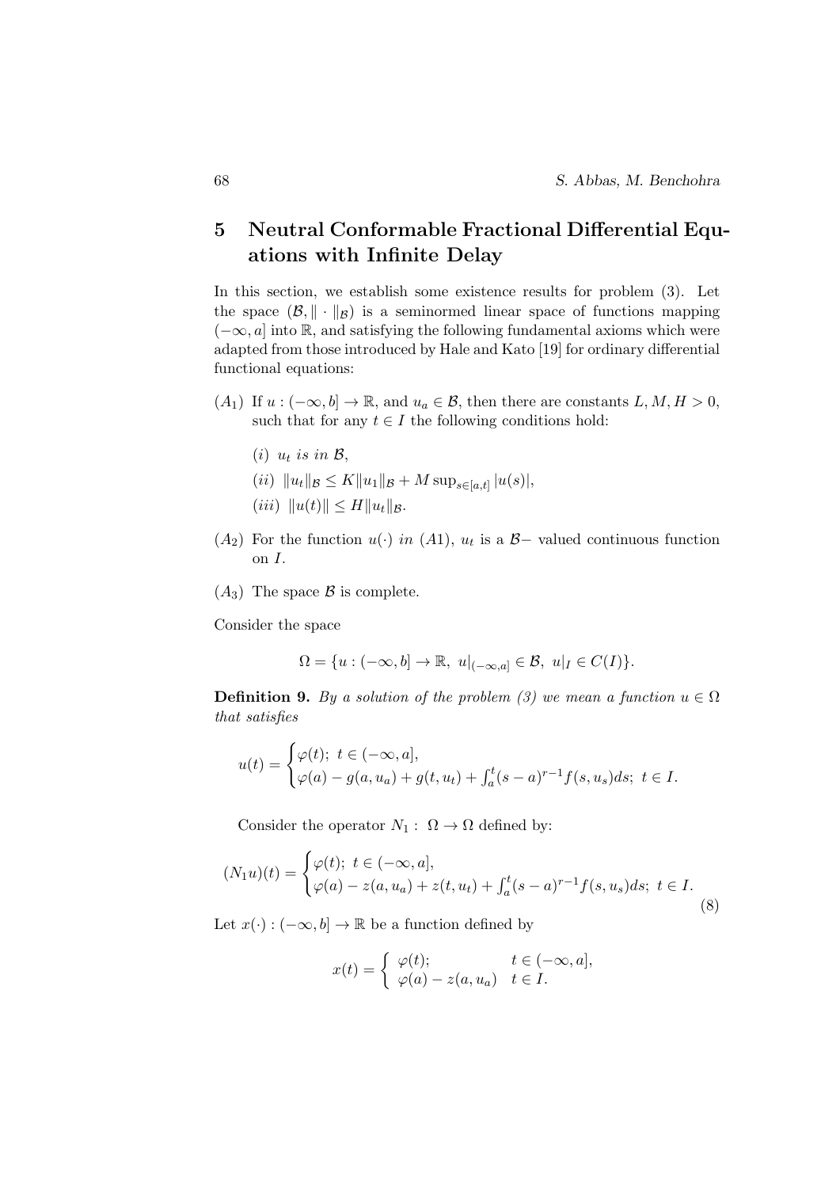## 5 Neutral Conformable Fractional Differential Equations with Infinite Delay

In this section, we establish some existence results for problem (3). Let the space $(\mathcal{B}, \|\cdot\|_{\mathcal{B}})$ is a seminormed linear space of functions mapping $(-\infty, a]$ into $\mathbb{R}$, and satisfying the following fundamental axioms which were adapted from those introduced by Hale and Kato [19] for ordinary differential functional equations:

$(A_1)$ If $u : (-\infty, b] \to \mathbb{R}$, and $u_a \in \mathcal{B}$, then there are constants $L, M, H > 0$, such that for any $t \in I$ the following conditions hold:

- $(i)$ *$u_t$ is in $\mathcal{B}$,*
- $(ii)$ $\|u_t\|_{\mathcal{B}} \leq K\|u_1\|_{\mathcal{B}} + M \sup_{s \in [a,t]} |u(s)|$,
- $(iii)$ $\|u(t)\| \leq H\|u_t\|_{\mathcal{B}}$.

$(A_2)$ For the function $u(\cdot)$ *in* $(A1)$, $u_t$ is a $\mathcal{B}-$ valued continuous function on $I$.

$(A_3)$ The space $\mathcal{B}$ is complete.

Consider the space

$$\Omega = \{u : (-\infty, b] \to \mathbb{R}, \ u|_{(-\infty,a]} \in \mathcal{B}, \ u|_I \in C(I)\}.$$

**Definition 9.** *By a solution of the problem (3) we mean a function $u \in \Omega$ that satisfies*

$$u(t) = \begin{cases} \varphi(t); \ t \in (-\infty, a], \\ \varphi(a) - g(a, u_a) + g(t, u_t) + \int_a^t (s-a)^{r-1} f(s, u_s) ds; \ t \in I. \end{cases}$$

Consider the operator $N_1 : \ \Omega \to \Omega$ defined by:

$$(N_1 u)(t) = \begin{cases} \varphi(t); \ t \in (-\infty, a], \\ \varphi(a) - z(a, u_a) + z(t, u_t) + \int_a^t (s-a)^{r-1} f(s, u_s) ds; \ t \in I. \end{cases} \tag{8}$$

Let $x(\cdot) : (-\infty, b] \to \mathbb{R}$ be a function defined by

$$x(t) = \begin{cases} \varphi(t); & t \in (-\infty, a], \\ \varphi(a) - z(a, u_a) & t \in I. \end{cases}$$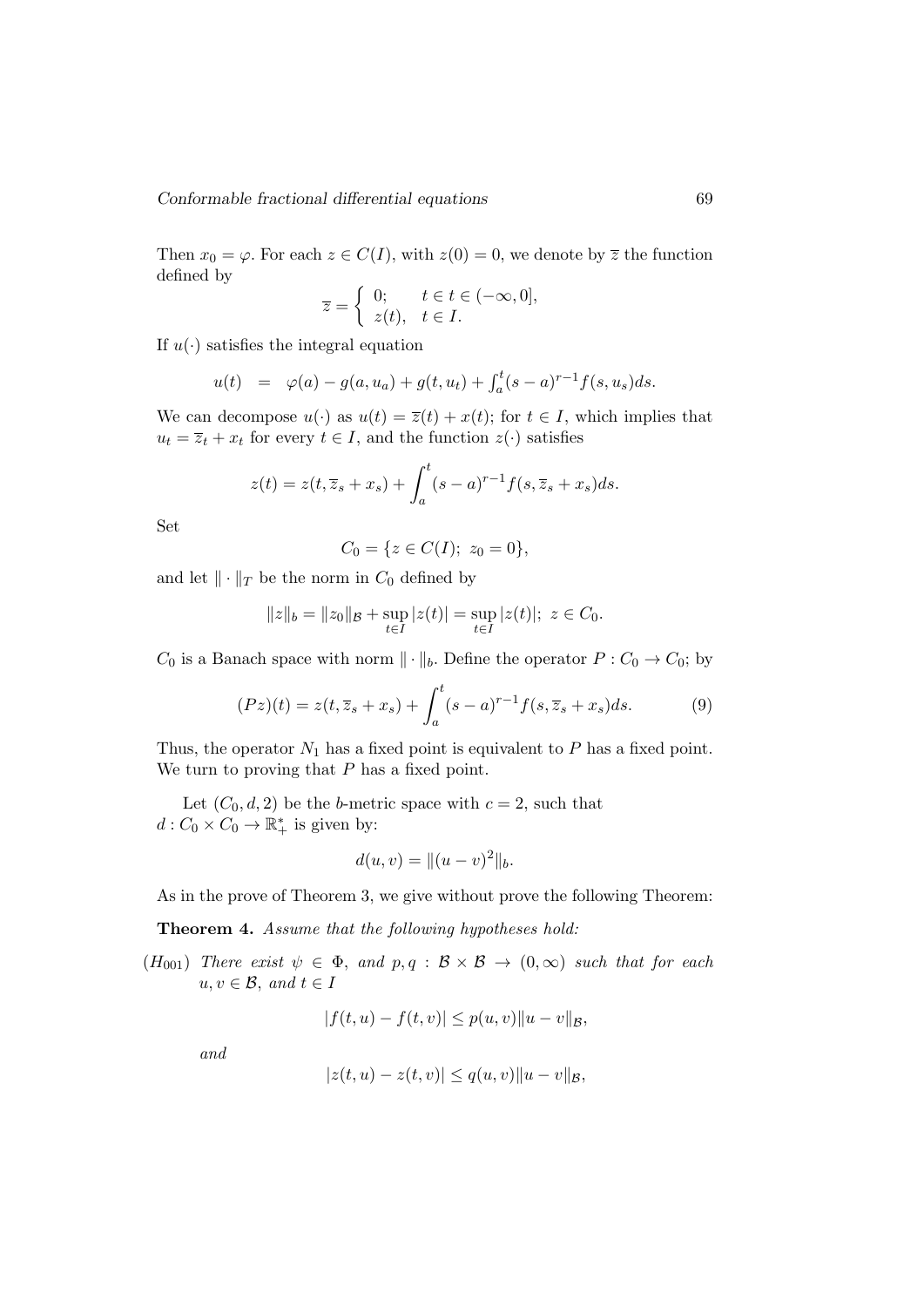Then $x_0 = \varphi$. For each $z \in C(I)$, with $z(0) = 0$, we denote by $\overline{z}$ the function defined by

$$\overline{z} = \begin{cases} 0; & t \in t \in (-\infty, 0], \\ z(t), & t \in I. \end{cases}$$

If $u(\cdot)$ satisfies the integral equation

$$u(t) \;\; = \;\; \varphi(a) - g(a, u_a) + g(t, u_t) + \textstyle\int_a^t (s-a)^{r-1} f(s, u_s) ds.$$

We can decompose $u(\cdot)$ as $u(t) = \overline{z}(t) + x(t)$; for $t \in I$, which implies that $u_t = \overline{z}_t + x_t$ for every $t \in I$, and the function $z(\cdot)$ satisfies

$$z(t) = z(t, \overline{z}_s + x_s) + \int_a^t (s-a)^{r-1} f(s, \overline{z}_s + x_s) ds.$$

Set

$$C_0 = \{z \in C(I);\ z_0 = 0\},$$

and let $\| \cdot \|_T$ be the norm in $C_0$ defined by

$$\|z\|_b = \|z_0\|_{\mathcal{B}} + \sup_{t \in I} |z(t)| = \sup_{t \in I} |z(t)|;\ z \in C_0.$$

$C_0$ is a Banach space with norm $\| \cdot \|_b$. Define the operator $P : C_0 \to C_0$; by

$$(Pz)(t) = z(t, \overline{z}_s + x_s) + \int_a^t (s-a)^{r-1} f(s, \overline{z}_s + x_s) ds. \tag{9}$$

Thus, the operator $N_1$ has a fixed point is equivalent to $P$ has a fixed point. We turn to proving that $P$ has a fixed point.

Let $(C_0, d, 2)$ be the $b$-metric space with $c = 2$, such that $d : C_0 \times C_0 \to \mathbb{R}_+^*$ is given by:

$$d(u, v) = \|(u - v)^2\|_b.$$

As in the prove of Theorem 3, we give without prove the following Theorem:

**Theorem 4.** *Assume that the following hypotheses hold:*

$(H_{001})$ *There exist $\psi \in \Phi$, and $p, q : \mathcal{B} \times \mathcal{B} \to (0, \infty)$ such that for each $u, v \in \mathcal{B}$, and $t \in I$*

$$|f(t, u) - f(t, v)| \leq p(u, v) \|u - v\|_{\mathcal{B}},$$

*and*

$$|z(t, u) - z(t, v)| \leq q(u, v) \|u - v\|_{\mathcal{B}},$$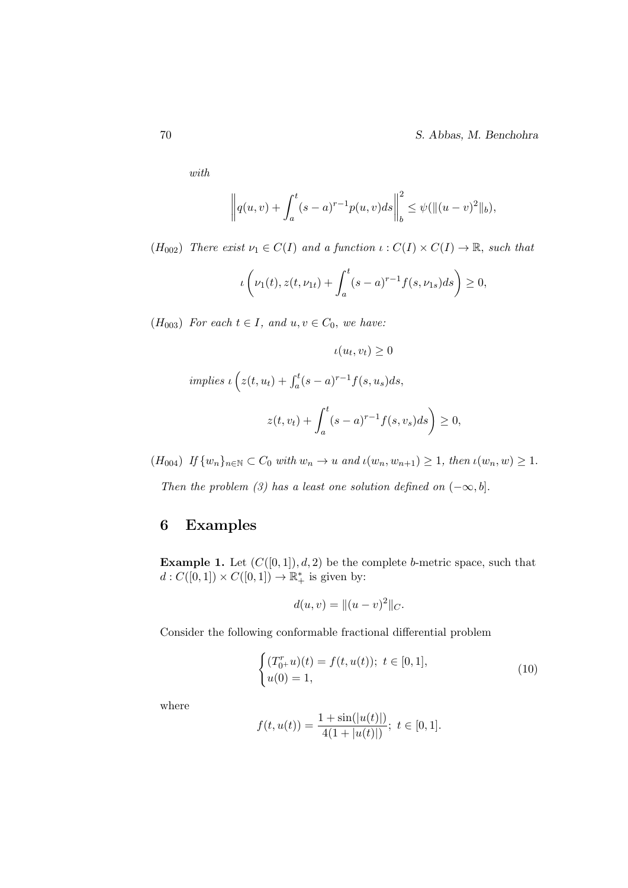*with*

$$\left\| q(u,v) + \int_a^t (s-a)^{r-1} p(u,v) ds \right\|_b^2 \leq \psi(\|(u-v)^2\|_b),$$

$(H_{002})$ *There exist $\nu_1 \in C(I)$ and a function $\iota : C(I) \times C(I) \to \mathbb{R}$, such that*

$$\iota \left( \nu_1(t), z(t, \nu_{1t}) + \int_a^t (s-a)^{r-1} f(s, \nu_{1s}) ds \right) \geq 0,$$

$(H_{003})$ *For each $t \in I$, and $u, v \in C_0$, we have:*

$$\iota(u_t, v_t) \geq 0$$

*implies* $\iota \Big( z(t, u_t) + \int_a^t (s-a)^{r-1} f(s, u_s) ds,$

$$z(t, v_t) + \int_a^t (s-a)^{r-1} f(s, v_s) ds \Big) \geq 0,$$

$(H_{004})$ *If $\{w_n\}_{n \in \mathbb{N}} \subset C_0$ with $w_n \to u$ and $\iota(w_n, w_{n+1}) \geq 1$, then $\iota(w_n, w) \geq 1$.*

*Then the problem (3) has a least one solution defined on $(-\infty, b]$.*

## 6 Examples

**Example 1.** Let $(C([0,1]), d, 2)$ be the complete $b$-metric space, such that $d : C([0,1]) \times C([0,1]) \to \mathbb{R}_+^*$ is given by:

$$d(u,v) = \|(u-v)^2\|_C.$$

Consider the following conformable fractional differential problem

$$\begin{cases} (T_{0^+}^r u)(t) = f(t, u(t)); \ t \in [0,1], \\ u(0) = 1, \end{cases} \tag{10}$$

where

$$f(t, u(t)) = \frac{1 + \sin(|u(t)|)}{4(1 + |u(t)|)}; \ t \in [0,1].$$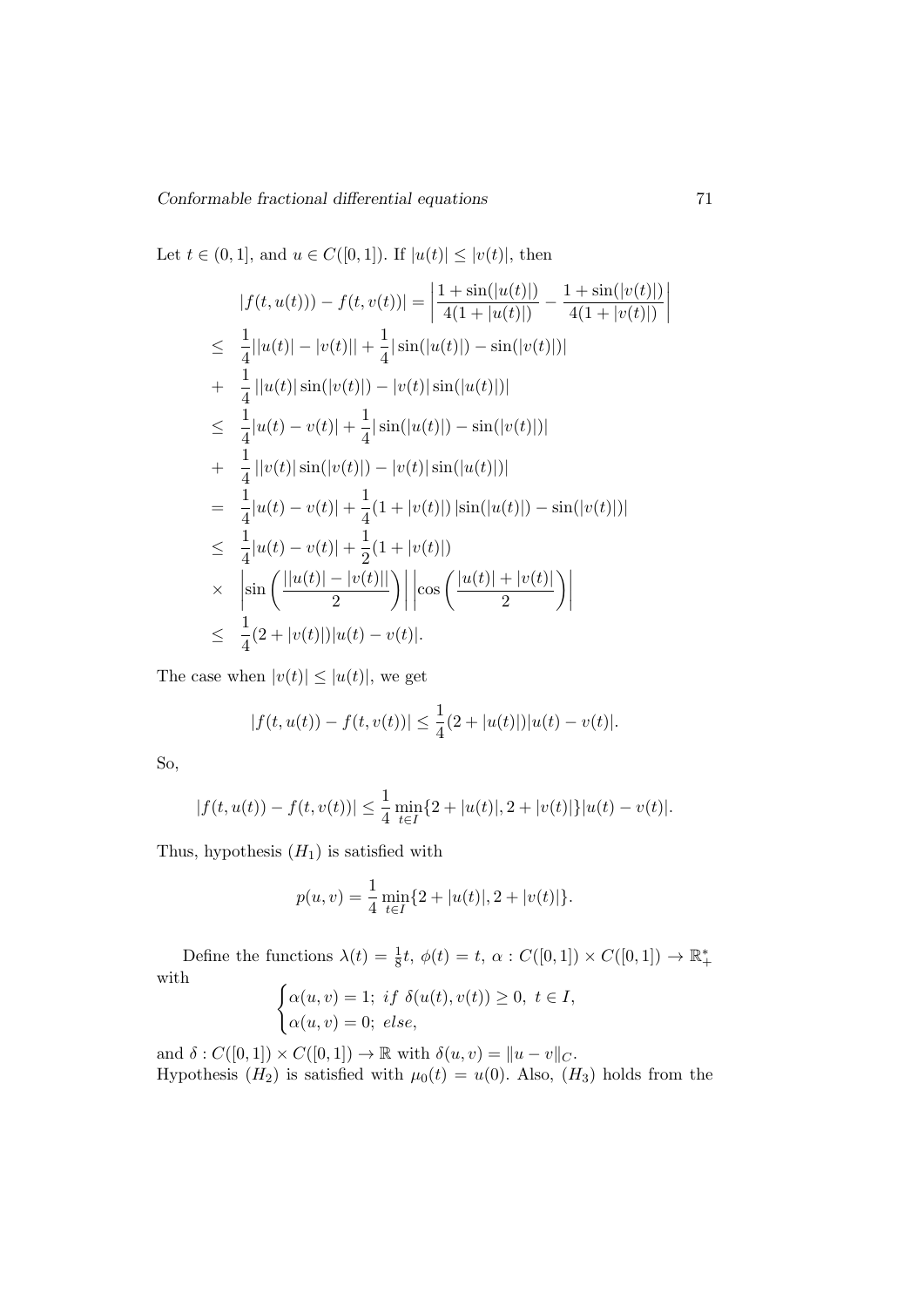Let $t \in (0,1]$, and $u \in C([0,1])$. If $|u(t)| \leq |v(t)|$, then

$$
\begin{aligned}
& |f(t,u(t))) - f(t,v(t))| = \left| \frac{1+\sin(|u(t)|)}{4(1+|u(t)|)} - \frac{1+\sin(|v(t)|)}{4(1+|v(t)|)} \right| \\
\leq\ & \frac{1}{4}||u(t)| - |v(t)|| + \frac{1}{4}|\sin(|u(t)|) - \sin(|v(t)|)| \\
+\ & \frac{1}{4}\left||u(t)|\sin(|v(t)|) - |v(t)|\sin(|u(t)|)\right| \\
\leq\ & \frac{1}{4}|u(t) - v(t)| + \frac{1}{4}|\sin(|u(t)|) - \sin(|v(t)|)| \\
+\ & \frac{1}{4}\left||v(t)|\sin(|v(t)|) - |v(t)|\sin(|u(t)|)\right| \\
=\ & \frac{1}{4}|u(t) - v(t)| + \frac{1}{4}(1+|v(t)|)\left|\sin(|u(t)|) - \sin(|v(t)|)\right| \\
\leq\ & \frac{1}{4}|u(t) - v(t)| + \frac{1}{2}(1+|v(t)|) \\
\times\ & \left|\sin\left(\frac{||u(t)| - |v(t)||}{2}\right)\right| \left|\cos\left(\frac{|u(t)| + |v(t)|}{2}\right)\right| \\
\leq\ & \frac{1}{4}(2+|v(t)|)|u(t) - v(t)|.
\end{aligned}
$$

The case when $|v(t)| \leq |u(t)|$, we get

$$
|f(t,u(t)) - f(t,v(t))| \leq \frac{1}{4}(2+|u(t)|)|u(t) - v(t)|.
$$

So,

$$
|f(t,u(t)) - f(t,v(t))| \leq \frac{1}{4}\min_{t\in I}\{2+|u(t)|, 2+|v(t)|\}|u(t) - v(t)|.
$$

Thus, hypothesis $(H_1)$ is satisfied with

$$
p(u,v) = \frac{1}{4}\min_{t\in I}\{2+|u(t)|, 2+|v(t)|\}.
$$

Define the functions $\lambda(t) = \frac{1}{8}t$, $\phi(t) = t$, $\alpha : C([0,1]) \times C([0,1]) \to \mathbb{R}_+^*$ with

$$
\begin{cases}
\alpha(u,v) = 1;\ if\ \delta(u(t), v(t)) \geq 0,\ t \in I, \\
\alpha(u,v) = 0;\ else,
\end{cases}
$$

and $\delta : C([0,1]) \times C([0,1]) \to \mathbb{R}$ with $\delta(u,v) = \|u - v\|_C$.
Hypothesis $(H_2)$ is satisfied with $\mu_0(t) = u(0)$. Also, $(H_3)$ holds from the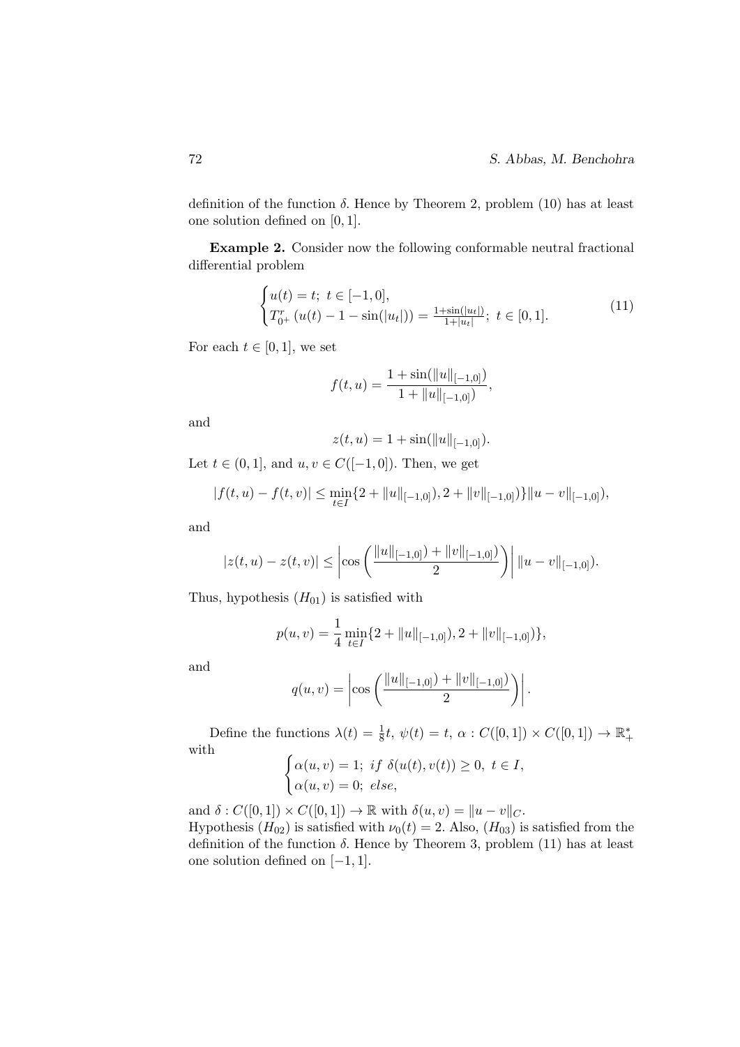definition of the function $\delta$. Hence by Theorem 2, problem (10) has at least one solution defined on $[0,1]$.

**Example 2.** Consider now the following conformable neutral fractional differential problem

$$
\begin{cases} u(t) = t;\ t \in [-1,0], \\ T_{0^+}^{r}\left(u(t) - 1 - \sin(|u_t|)\right) = \frac{1+\sin(|u_t|)}{1+|u_t|};\ t \in [0,1]. \end{cases} \tag{11}
$$

For each $t \in [0,1]$, we set

$$
f(t,u) = \frac{1+\sin(\|u\|_{[-1,0]})}{1+\|u\|_{[-1,0]})},
$$

and

$$
z(t,u) = 1 + \sin(\|u\|_{[-1,0]}).
$$

Let $t \in (0,1]$, and $u, v \in C([-1,0])$. Then, we get

$$
|f(t,u) - f(t,v)| \leq \min_{t\in I}\{2 + \|u\|_{[-1,0]}), 2 + \|v\|_{[-1,0]})\}\|u - v\|_{[-1,0]}),
$$

and

$$
|z(t,u) - z(t,v)| \leq \left|\cos\left(\frac{\|u\|_{[-1,0]}) + \|v\|_{[-1,0]})}{2}\right)\right| \|u - v\|_{[-1,0]}).
$$

Thus, hypothesis $(H_{01})$ is satisfied with

$$
p(u,v) = \frac{1}{4}\min_{t\in I}\{2 + \|u\|_{[-1,0]}), 2 + \|v\|_{[-1,0]})\},
$$

and

$$
q(u,v) = \left|\cos\left(\frac{\|u\|_{[-1,0]}) + \|v\|_{[-1,0]})}{2}\right)\right|.
$$

Define the functions $\lambda(t) = \frac{1}{8}t,\ \psi(t) = t,\ \alpha : C([0,1]) \times C([0,1]) \to \mathbb{R}_+^*$ with

$$
\begin{cases} \alpha(u,v) = 1;\ if\ \delta(u(t), v(t)) \geq 0,\ t \in I, \\ \alpha(u,v) = 0;\ else, \end{cases}
$$

and $\delta : C([0,1]) \times C([0,1]) \to \mathbb{R}$ with $\delta(u,v) = \|u - v\|_C$.
Hypothesis $(H_{02})$ is satisfied with $\nu_0(t) = 2$. Also, $(H_{03})$ is satisfied from the definition of the function $\delta$. Hence by Theorem 3, problem (11) has at least one solution defined on $[-1,1]$.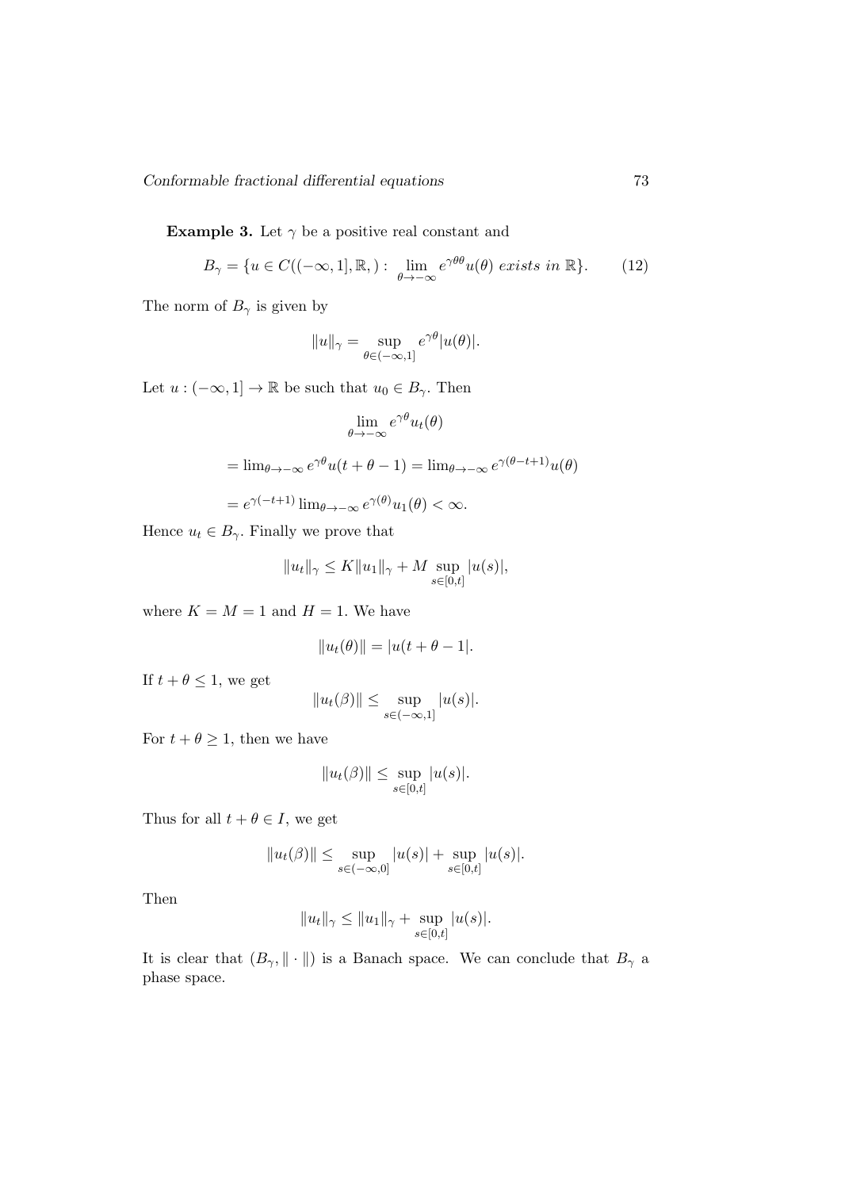**Example 3.** Let $\gamma$ be a positive real constant and

$$B_\gamma = \{u \in C((-\infty, 1], \mathbb{R},) : \lim_{\theta \to -\infty} e^{\gamma\theta\theta} u(\theta) \; exists \; in \; \mathbb{R}\}. \tag{12}$$

The norm of $B_\gamma$ is given by

$$\|u\|_\gamma = \sup_{\theta \in (-\infty, 1]} e^{\gamma\theta} |u(\theta)|.$$

Let $u : (-\infty, 1] \to \mathbb{R}$ be such that $u_0 \in B_\gamma$. Then

$$\lim_{\theta \to -\infty} e^{\gamma\theta} u_t(\theta)$$

$$= \lim_{\theta \to -\infty} e^{\gamma\theta} u(t + \theta - 1) = \lim_{\theta \to -\infty} e^{\gamma(\theta - t + 1)} u(\theta)$$

$$= e^{\gamma(-t+1)} \lim_{\theta \to -\infty} e^{\gamma(\theta)} u_1(\theta) < \infty.$$

Hence $u_t \in B_\gamma$. Finally we prove that

$$\|u_t\|_\gamma \leq K \|u_1\|_\gamma + M \sup_{s \in [0,t]} |u(s)|,$$

where $K = M = 1$ and $H = 1$. We have

$$\|u_t(\theta)\| = |u(t + \theta - 1|.$$

If $t + \theta \leq 1$, we get

$$\|u_t(\beta)\| \leq \sup_{s \in (-\infty, 1]} |u(s)|.$$

For $t + \theta \geq 1$, then we have

$$\|u_t(\beta)\| \leq \sup_{s \in [0,t]} |u(s)|.$$

Thus for all $t + \theta \in I$, we get

$$\|u_t(\beta)\| \leq \sup_{s \in (-\infty, 0]} |u(s)| + \sup_{s \in [0,t]} |u(s)|.$$

Then

$$\|u_t\|_\gamma \leq \|u_1\|_\gamma + \sup_{s \in [0,t]} |u(s)|.$$

It is clear that $(B_\gamma, \| \cdot \|)$ is a Banach space. We can conclude that $B_\gamma$ a phase space.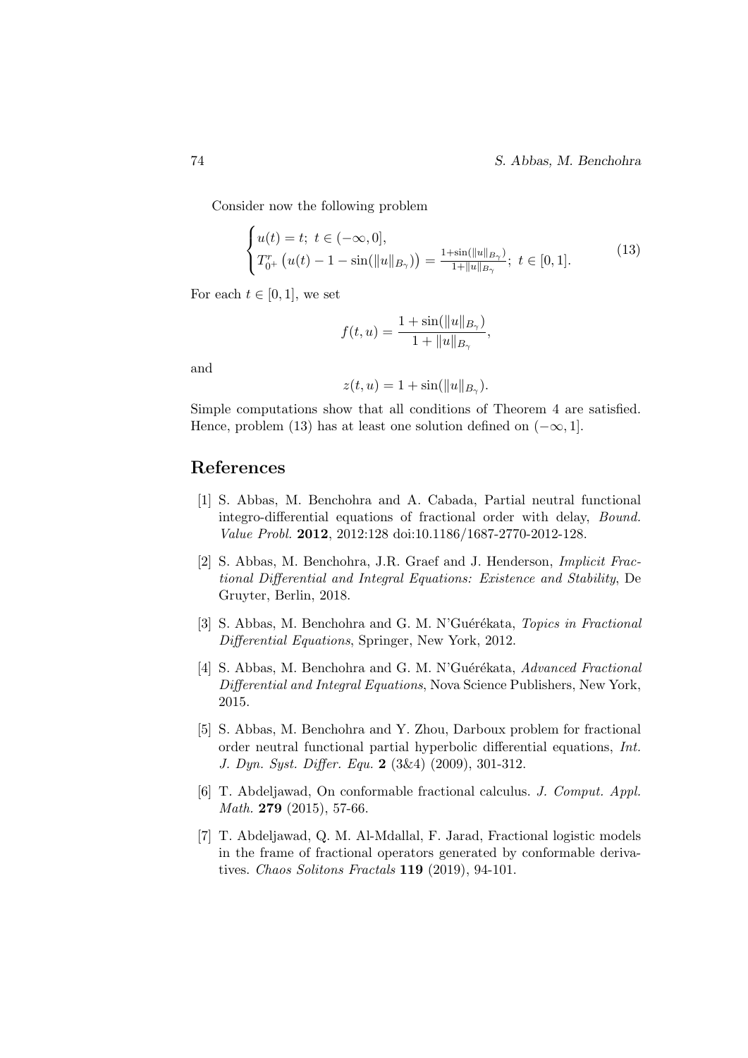Consider now the following problem

$$
\begin{cases} u(t) = t; \ t \in (-\infty, 0], \\ T^r_{0^+}\left(u(t) - 1 - \sin(\|u\|_{B_\gamma})\right) = \frac{1+\sin(\|u\|_{B_\gamma})}{1+\|u\|_{B_\gamma}}; \ t \in [0,1]. \end{cases} \tag{13}
$$

For each $t \in [0,1]$, we set

$$
f(t,u) = \frac{1 + \sin(\|u\|_{B_\gamma})}{1 + \|u\|_{B_\gamma}},
$$

and

$$
z(t,u) = 1 + \sin(\|u\|_{B_\gamma}).
$$

Simple computations show that all conditions of Theorem 4 are satisfied. Hence, problem (13) has at least one solution defined on $(-\infty, 1]$.

## References

[1] S. Abbas, M. Benchohra and A. Cabada, Partial neutral functional integro-differential equations of fractional order with delay, *Bound. Value Probl.* **2012**, 2012:128 doi:10.1186/1687-2770-2012-128.

[2] S. Abbas, M. Benchohra, J.R. Graef and J. Henderson, *Implicit Fractional Differential and Integral Equations: Existence and Stability*, De Gruyter, Berlin, 2018.

[3] S. Abbas, M. Benchohra and G. M. N'Guérékata, *Topics in Fractional Differential Equations*, Springer, New York, 2012.

[4] S. Abbas, M. Benchohra and G. M. N'Guérékata, *Advanced Fractional Differential and Integral Equations*, Nova Science Publishers, New York, 2015.

[5] S. Abbas, M. Benchohra and Y. Zhou, Darboux problem for fractional order neutral functional partial hyperbolic differential equations, *Int. J. Dyn. Syst. Differ. Equ.* **2** (3&4) (2009), 301-312.

[6] T. Abdeljawad, On conformable fractional calculus. *J. Comput. Appl. Math.* **279** (2015), 57-66.

[7] T. Abdeljawad, Q. M. Al-Mdallal, F. Jarad, Fractional logistic models in the frame of fractional operators generated by conformable derivatives. *Chaos Solitons Fractals* **119** (2019), 94-101.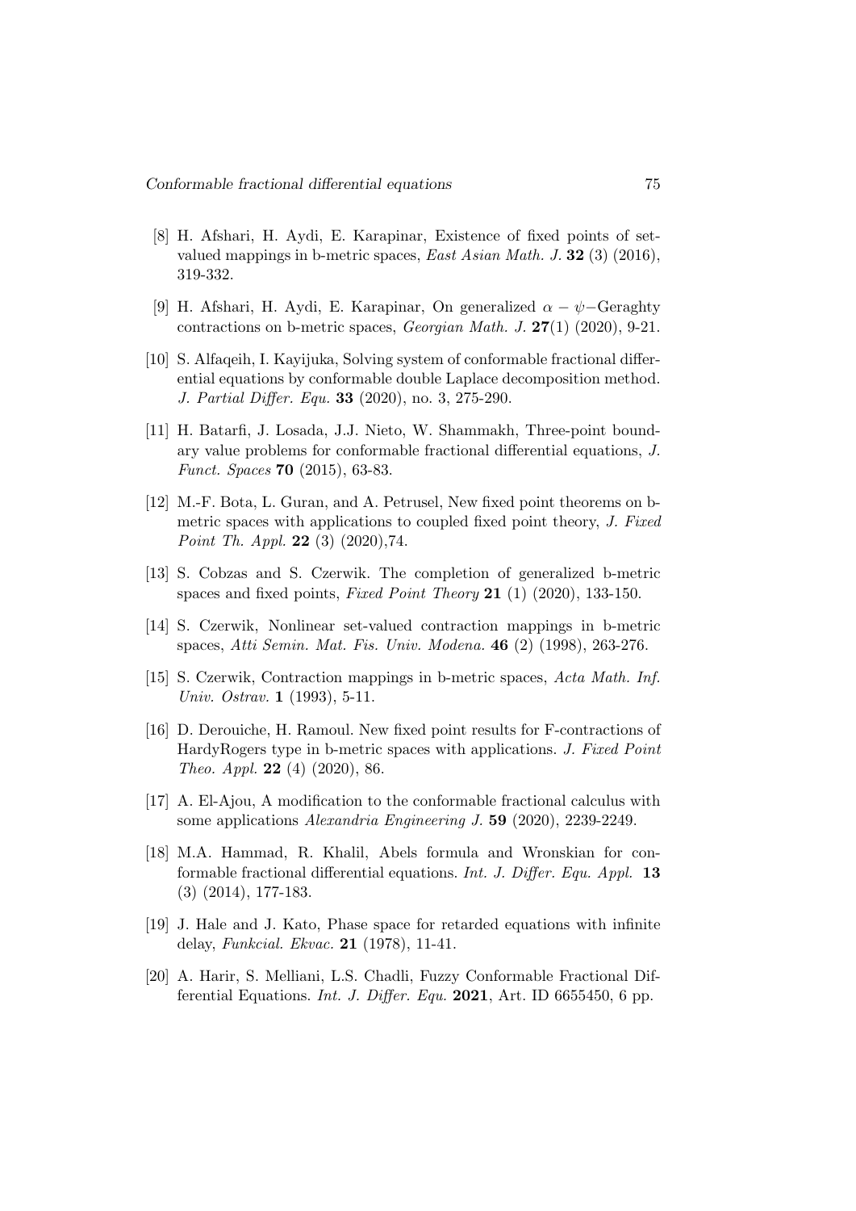[8] H. Afshari, H. Aydi, E. Karapinar, Existence of fixed points of set-valued mappings in b-metric spaces, *East Asian Math. J.* **32** (3) (2016), 319-332.

[9] H. Afshari, H. Aydi, E. Karapinar, On generalized $\alpha - \psi-$Geraghty contractions on b-metric spaces, *Georgian Math. J.* **27**(1) (2020), 9-21.

[10] S. Alfaqeih, I. Kayijuka, Solving system of conformable fractional differential equations by conformable double Laplace decomposition method. *J. Partial Differ. Equ.* **33** (2020), no. 3, 275-290.

[11] H. Batarfi, J. Losada, J.J. Nieto, W. Shammakh, Three-point boundary value problems for conformable fractional differential equations, *J. Funct. Spaces* **70** (2015), 63-83.

[12] M.-F. Bota, L. Guran, and A. Petrusel, New fixed point theorems on b-metric spaces with applications to coupled fixed point theory, *J. Fixed Point Th. Appl.* **22** (3) (2020),74.

[13] S. Cobzas and S. Czerwik. The completion of generalized b-metric spaces and fixed points, *Fixed Point Theory* **21** (1) (2020), 133-150.

[14] S. Czerwik, Nonlinear set-valued contraction mappings in b-metric spaces, *Atti Semin. Mat. Fis. Univ. Modena.* **46** (2) (1998), 263-276.

[15] S. Czerwik, Contraction mappings in b-metric spaces, *Acta Math. Inf. Univ. Ostrav.* **1** (1993), 5-11.

[16] D. Derouiche, H. Ramoul. New fixed point results for F-contractions of HardyRogers type in b-metric spaces with applications. *J. Fixed Point Theo. Appl.* **22** (4) (2020), 86.

[17] A. El-Ajou, A modification to the conformable fractional calculus with some applications *Alexandria Engineering J.* **59** (2020), 2239-2249.

[18] M.A. Hammad, R. Khalil, Abels formula and Wronskian for conformable fractional differential equations. *Int. J. Differ. Equ. Appl.* **13** (3) (2014), 177-183.

[19] J. Hale and J. Kato, Phase space for retarded equations with infinite delay, *Funkcial. Ekvac.* **21** (1978), 11-41.

[20] A. Harir, S. Melliani, L.S. Chadli, Fuzzy Conformable Fractional Differential Equations. *Int. J. Differ. Equ.* **2021**, Art. ID 6655450, 6 pp.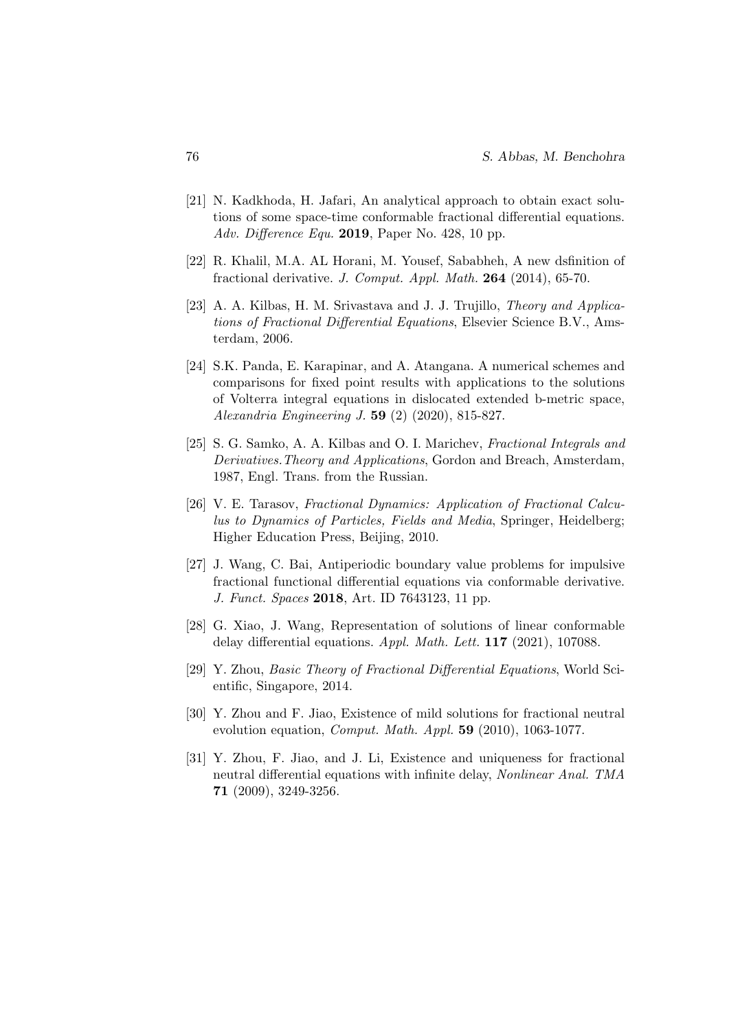[21] N. Kadkhoda, H. Jafari, An analytical approach to obtain exact solutions of some space-time conformable fractional differential equations. *Adv. Difference Equ.* **2019**, Paper No. 428, 10 pp.

[22] R. Khalil, M.A. AL Horani, M. Yousef, Sababheh, A new dsfinition of fractional derivative. *J. Comput. Appl. Math.* **264** (2014), 65-70.

[23] A. A. Kilbas, H. M. Srivastava and J. J. Trujillo, *Theory and Applications of Fractional Differential Equations*, Elsevier Science B.V., Amsterdam, 2006.

[24] S.K. Panda, E. Karapinar, and A. Atangana. A numerical schemes and comparisons for fixed point results with applications to the solutions of Volterra integral equations in dislocated extended b-metric space, *Alexandria Engineering J.* **59** (2) (2020), 815-827.

[25] S. G. Samko, A. A. Kilbas and O. I. Marichev, *Fractional Integrals and Derivatives.Theory and Applications*, Gordon and Breach, Amsterdam, 1987, Engl. Trans. from the Russian.

[26] V. E. Tarasov, *Fractional Dynamics: Application of Fractional Calculus to Dynamics of Particles, Fields and Media*, Springer, Heidelberg; Higher Education Press, Beijing, 2010.

[27] J. Wang, C. Bai, Antiperiodic boundary value problems for impulsive fractional functional differential equations via conformable derivative. *J. Funct. Spaces* **2018**, Art. ID 7643123, 11 pp.

[28] G. Xiao, J. Wang, Representation of solutions of linear conformable delay differential equations. *Appl. Math. Lett.* **117** (2021), 107088.

[29] Y. Zhou, *Basic Theory of Fractional Differential Equations*, World Scientific, Singapore, 2014.

[30] Y. Zhou and F. Jiao, Existence of mild solutions for fractional neutral evolution equation, *Comput. Math. Appl.* **59** (2010), 1063-1077.

[31] Y. Zhou, F. Jiao, and J. Li, Existence and uniqueness for fractional neutral differential equations with infinite delay, *Nonlinear Anal. TMA* **71** (2009), 3249-3256.